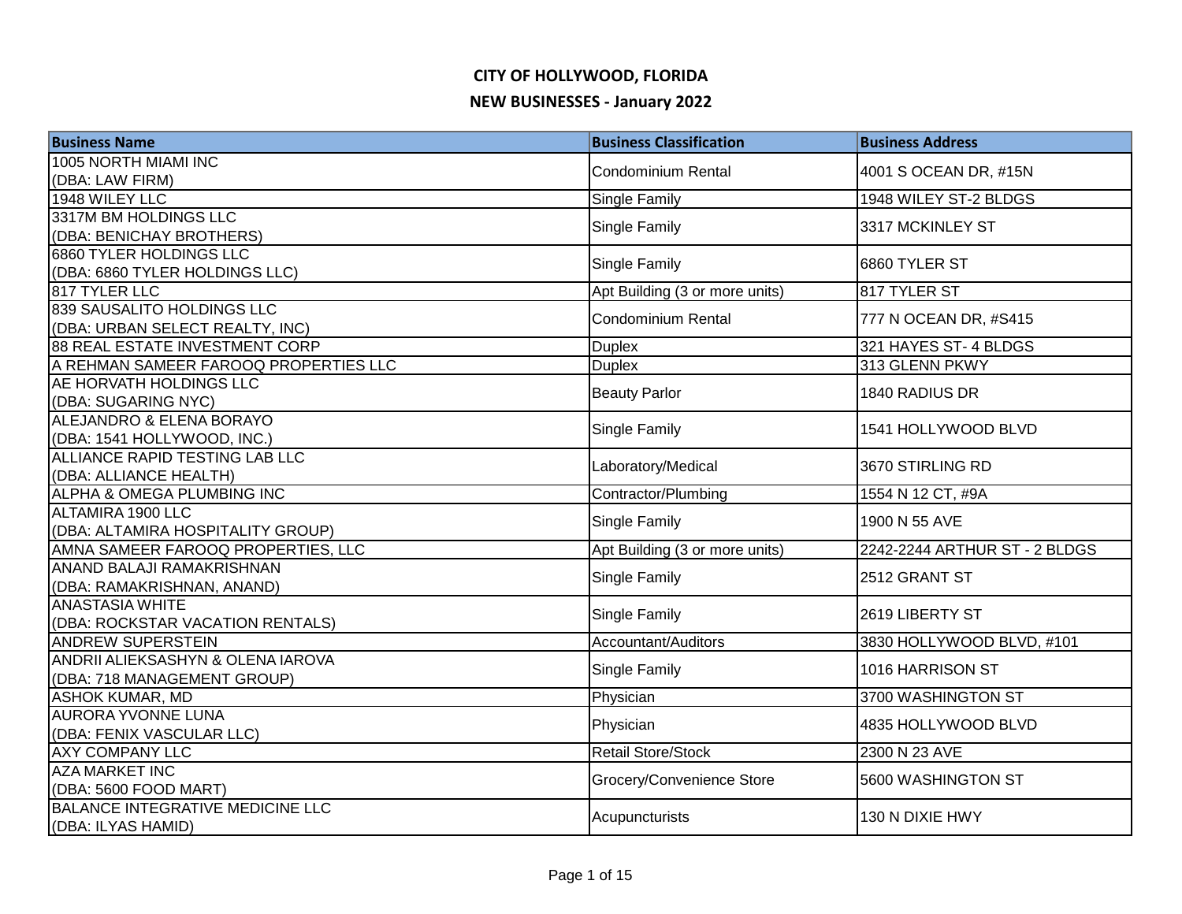# CITY OF HOLLYWOOD, FLORIDA

## NEW BUSINESSES - January 2022

| Business Name | Business Classification | Business Address |
|---|---|---|
| 1005 NORTH MIAMI INC (DBA: LAW FIRM) | Condominium Rental | 4001 S OCEAN DR, #15N |
| 1948 WILEY LLC | Single Family | 1948 WILEY ST-2 BLDGS |
| 3317M BM HOLDINGS LLC (DBA: BENICHAY BROTHERS) | Single Family | 3317 MCKINLEY ST |
| 6860 TYLER HOLDINGS LLC (DBA: 6860 TYLER HOLDINGS LLC) | Single Family | 6860 TYLER ST |
| 817 TYLER LLC | Apt Building (3 or more units) | 817 TYLER ST |
| 839 SAUSALITO HOLDINGS LLC (DBA: URBAN SELECT REALTY, INC) | Condominium Rental | 777 N OCEAN DR, #S415 |
| 88 REAL ESTATE INVESTMENT CORP | Duplex | 321 HAYES ST- 4 BLDGS |
| A REHMAN SAMEER FAROOQ PROPERTIES LLC | Duplex | 313 GLENN PKWY |
| AE HORVATH HOLDINGS LLC (DBA: SUGARING NYC) | Beauty Parlor | 1840 RADIUS DR |
| ALEJANDRO & ELENA BORAYO (DBA: 1541 HOLLYWOOD, INC.) | Single Family | 1541 HOLLYWOOD BLVD |
| ALLIANCE RAPID TESTING LAB LLC (DBA: ALLIANCE HEALTH) | Laboratory/Medical | 3670 STIRLING RD |
| ALPHA & OMEGA PLUMBING INC | Contractor/Plumbing | 1554 N 12 CT, #9A |
| ALTAMIRA 1900 LLC (DBA: ALTAMIRA HOSPITALITY GROUP) | Single Family | 1900 N 55 AVE |
| AMNA SAMEER FAROOQ PROPERTIES, LLC | Apt Building (3 or more units) | 2242-2244 ARTHUR ST - 2 BLDGS |
| ANAND BALAJI RAMAKRISHNAN (DBA: RAMAKRISHNAN, ANAND) | Single Family | 2512 GRANT ST |
| ANASTASIA WHITE (DBA: ROCKSTAR VACATION RENTALS) | Single Family | 2619 LIBERTY ST |
| ANDREW SUPERSTEIN | Accountant/Auditors | 3830 HOLLYWOOD BLVD, #101 |
| ANDRII ALIEKSASHYN & OLENA IAROVA (DBA: 718 MANAGEMENT GROUP) | Single Family | 1016 HARRISON ST |
| ASHOK KUMAR, MD | Physician | 3700 WASHINGTON ST |
| AURORA YVONNE LUNA (DBA: FENIX VASCULAR LLC) | Physician | 4835 HOLLYWOOD BLVD |
| AXY COMPANY LLC | Retail Store/Stock | 2300 N 23 AVE |
| AZA MARKET INC (DBA: 5600 FOOD MART) | Grocery/Convenience Store | 5600 WASHINGTON ST |
| BALANCE INTEGRATIVE MEDICINE LLC (DBA: ILYAS HAMID) | Acupuncturists | 130 N DIXIE HWY |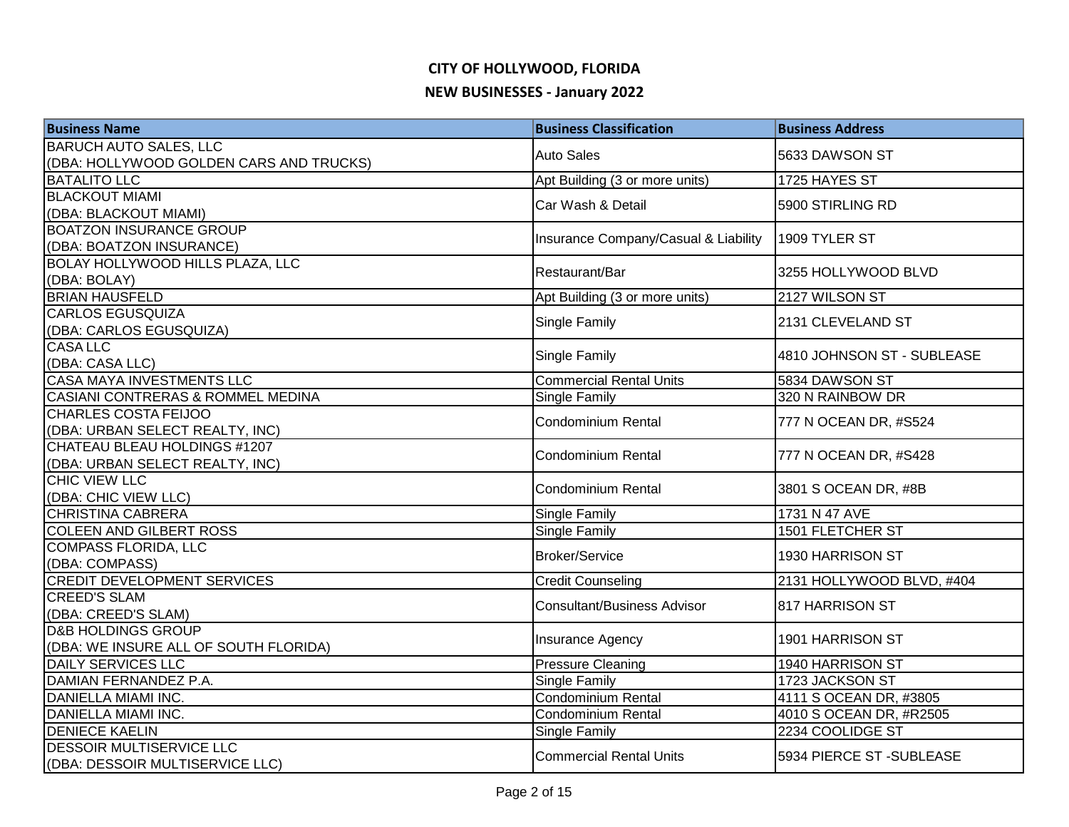# CITY OF HOLLYWOOD, FLORIDA

## NEW BUSINESSES - January 2022

| Business Name | Business Classification | Business Address |
|---|---|---|
| BARUCH AUTO SALES, LLC (DBA: HOLLYWOOD GOLDEN CARS AND TRUCKS) | Auto Sales | 5633 DAWSON ST |
| BATALITO LLC | Apt Building (3 or more units) | 1725 HAYES ST |
| BLACKOUT MIAMI (DBA: BLACKOUT MIAMI) | Car Wash & Detail | 5900 STIRLING RD |
| BOATZON INSURANCE GROUP (DBA: BOATZON INSURANCE) | Insurance Company/Casual & Liability | 1909 TYLER ST |
| BOLAY HOLLYWOOD HILLS PLAZA, LLC (DBA: BOLAY) | Restaurant/Bar | 3255 HOLLYWOOD BLVD |
| BRIAN HAUSFELD | Apt Building (3 or more units) | 2127 WILSON ST |
| CARLOS EGUSQUIZA (DBA: CARLOS EGUSQUIZA) | Single Family | 2131 CLEVELAND ST |
| CASA LLC (DBA: CASA LLC) | Single Family | 4810 JOHNSON ST - SUBLEASE |
| CASA MAYA INVESTMENTS LLC | Commercial Rental Units | 5834 DAWSON ST |
| CASIANI CONTRERAS & ROMMEL MEDINA | Single Family | 320 N RAINBOW DR |
| CHARLES COSTA FEIJOO (DBA: URBAN SELECT REALTY, INC) | Condominium Rental | 777 N OCEAN DR, #S524 |
| CHATEAU BLEAU HOLDINGS #1207 (DBA: URBAN SELECT REALTY, INC) | Condominium Rental | 777 N OCEAN DR, #S428 |
| CHIC VIEW LLC (DBA: CHIC VIEW LLC) | Condominium Rental | 3801 S OCEAN DR, #8B |
| CHRISTINA CABRERA | Single Family | 1731 N 47 AVE |
| COLEEN AND GILBERT ROSS | Single Family | 1501 FLETCHER ST |
| COMPASS FLORIDA, LLC (DBA: COMPASS) | Broker/Service | 1930 HARRISON ST |
| CREDIT DEVELOPMENT SERVICES | Credit Counseling | 2131 HOLLYWOOD BLVD, #404 |
| CREED'S SLAM (DBA: CREED'S SLAM) | Consultant/Business Advisor | 817 HARRISON ST |
| D&B HOLDINGS GROUP (DBA: WE INSURE ALL OF SOUTH FLORIDA) | Insurance Agency | 1901 HARRISON ST |
| DAILY SERVICES LLC | Pressure Cleaning | 1940 HARRISON ST |
| DAMIAN FERNANDEZ P.A. | Single Family | 1723 JACKSON ST |
| DANIELLA MIAMI INC. | Condominium Rental | 4111 S OCEAN DR, #3805 |
| DANIELLA MIAMI INC. | Condominium Rental | 4010 S OCEAN DR, #R2505 |
| DENIECE KAELIN | Single Family | 2234 COOLIDGE ST |
| DESSOIR MULTISERVICE LLC (DBA: DESSOIR MULTISERVICE LLC) | Commercial Rental Units | 5934 PIERCE ST -SUBLEASE |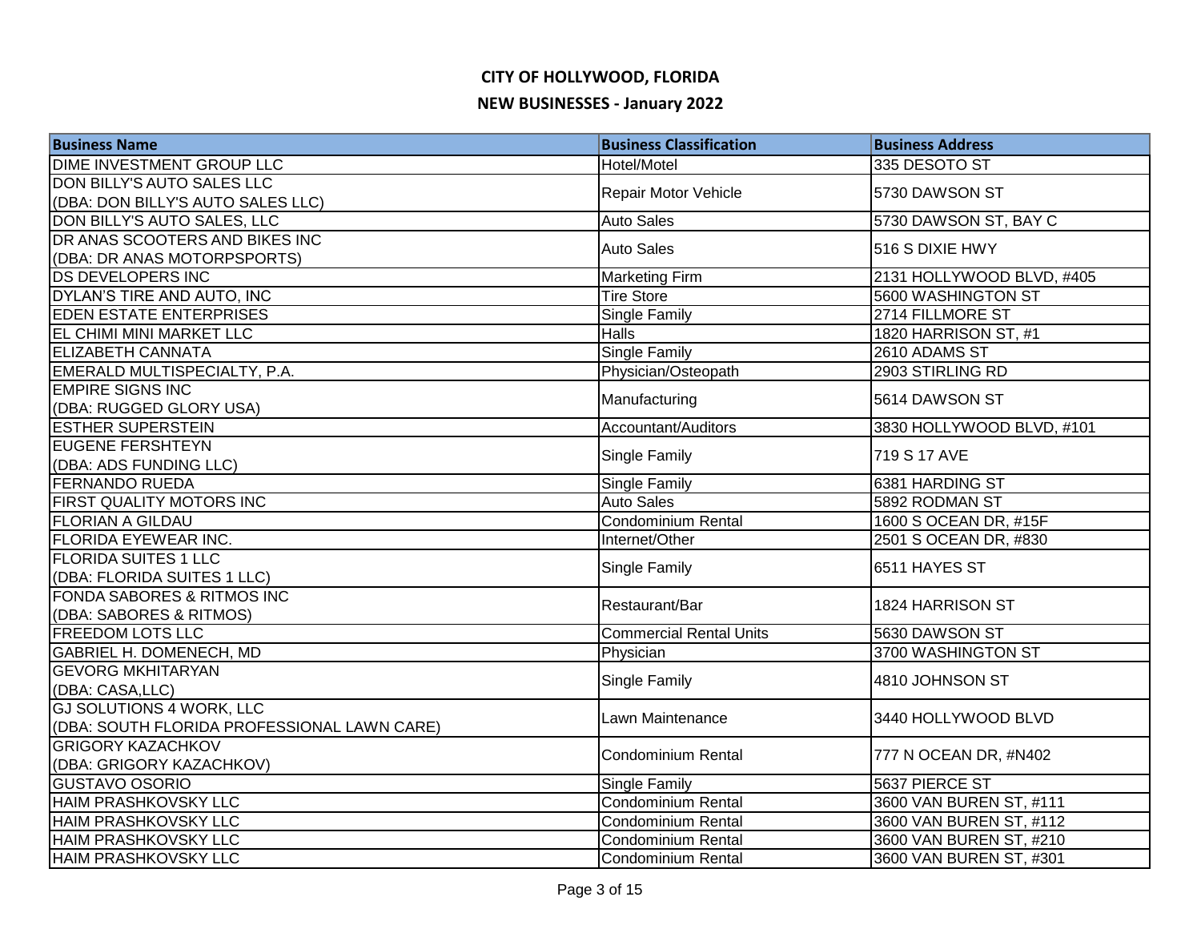# CITY OF HOLLYWOOD, FLORIDA

## NEW BUSINESSES - January 2022

| Business Name | Business Classification | Business Address |
|---|---|---|
| DIME INVESTMENT GROUP LLC | Hotel/Motel | 335 DESOTO ST |
| DON BILLY'S AUTO SALES LLC (DBA: DON BILLY'S AUTO SALES LLC) | Repair Motor Vehicle | 5730 DAWSON ST |
| DON BILLY'S AUTO SALES, LLC | Auto Sales | 5730 DAWSON ST, BAY C |
| DR ANAS SCOOTERS AND BIKES INC (DBA: DR ANAS MOTORPSPORTS) | Auto Sales | 516 S DIXIE HWY |
| DS DEVELOPERS INC | Marketing Firm | 2131 HOLLYWOOD BLVD, #405 |
| DYLAN'S TIRE AND AUTO, INC | Tire Store | 5600 WASHINGTON ST |
| EDEN ESTATE ENTERPRISES | Single Family | 2714 FILLMORE ST |
| EL CHIMI MINI MARKET LLC | Halls | 1820 HARRISON ST, #1 |
| ELIZABETH CANNATA | Single Family | 2610 ADAMS ST |
| EMERALD MULTISPECIALTY, P.A. | Physician/Osteopath | 2903 STIRLING RD |
| EMPIRE SIGNS INC (DBA: RUGGED GLORY USA) | Manufacturing | 5614 DAWSON ST |
| ESTHER SUPERSTEIN | Accountant/Auditors | 3830 HOLLYWOOD BLVD, #101 |
| EUGENE FERSHTEYN (DBA: ADS FUNDING LLC) | Single Family | 719 S 17 AVE |
| FERNANDO RUEDA | Single Family | 6381 HARDING ST |
| FIRST QUALITY MOTORS INC | Auto Sales | 5892 RODMAN ST |
| FLORIAN A GILDAU | Condominium Rental | 1600 S OCEAN DR, #15F |
| FLORIDA EYEWEAR INC. | Internet/Other | 2501 S OCEAN DR, #830 |
| FLORIDA SUITES 1 LLC (DBA: FLORIDA SUITES 1 LLC) | Single Family | 6511 HAYES ST |
| FONDA SABORES & RITMOS INC (DBA: SABORES & RITMOS) | Restaurant/Bar | 1824 HARRISON ST |
| FREEDOM LOTS LLC | Commercial Rental Units | 5630 DAWSON ST |
| GABRIEL H. DOMENECH, MD | Physician | 3700 WASHINGTON ST |
| GEVORG MKHITARYAN (DBA: CASA,LLC) | Single Family | 4810 JOHNSON ST |
| GJ SOLUTIONS 4 WORK, LLC (DBA: SOUTH FLORIDA PROFESSIONAL LAWN CARE) | Lawn Maintenance | 3440 HOLLYWOOD BLVD |
| GRIGORY KAZACHKOV (DBA: GRIGORY KAZACHKOV) | Condominium Rental | 777 N OCEAN DR, #N402 |
| GUSTAVO OSORIO | Single Family | 5637 PIERCE ST |
| HAIM PRASHKOVSKY LLC | Condominium Rental | 3600 VAN BUREN ST, #111 |
| HAIM PRASHKOVSKY LLC | Condominium Rental | 3600 VAN BUREN ST, #112 |
| HAIM PRASHKOVSKY LLC | Condominium Rental | 3600 VAN BUREN ST, #210 |
| HAIM PRASHKOVSKY LLC | Condominium Rental | 3600 VAN BUREN ST, #301 |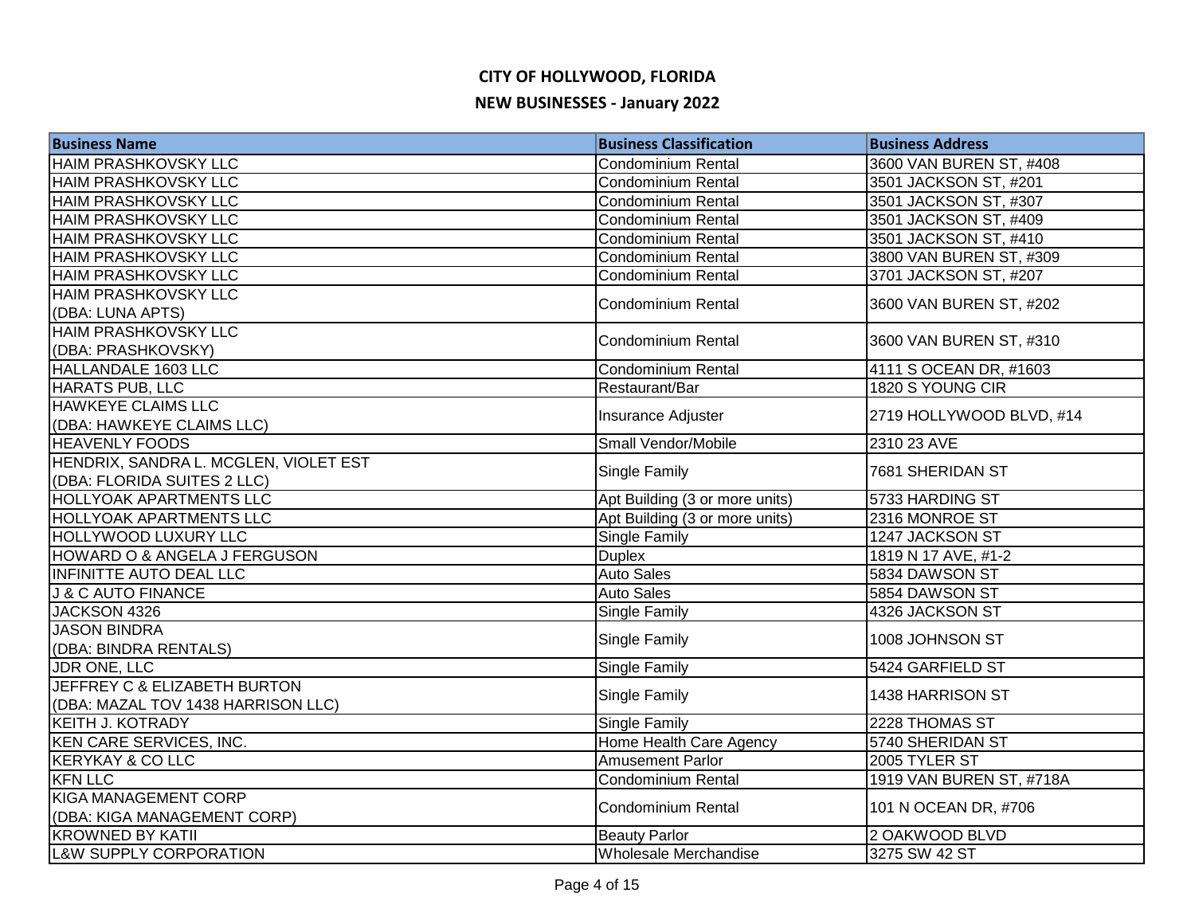# CITY OF HOLLYWOOD, FLORIDA

## NEW BUSINESSES - January 2022

| Business Name | Business Classification | Business Address |
|---|---|---|
| HAIM PRASHKOVSKY LLC | Condominium Rental | 3600 VAN BUREN ST, #408 |
| HAIM PRASHKOVSKY LLC | Condominium Rental | 3501 JACKSON ST, #201 |
| HAIM PRASHKOVSKY LLC | Condominium Rental | 3501 JACKSON ST, #307 |
| HAIM PRASHKOVSKY LLC | Condominium Rental | 3501 JACKSON ST, #409 |
| HAIM PRASHKOVSKY LLC | Condominium Rental | 3501 JACKSON ST, #410 |
| HAIM PRASHKOVSKY LLC | Condominium Rental | 3800 VAN BUREN ST, #309 |
| HAIM PRASHKOVSKY LLC | Condominium Rental | 3701 JACKSON ST, #207 |
| HAIM PRASHKOVSKY LLC (DBA: LUNA APTS) | Condominium Rental | 3600 VAN BUREN ST, #202 |
| HAIM PRASHKOVSKY LLC (DBA: PRASHKOVSKY) | Condominium Rental | 3600 VAN BUREN ST, #310 |
| HALLANDALE 1603 LLC | Condominium Rental | 4111 S OCEAN DR, #1603 |
| HARATS PUB, LLC | Restaurant/Bar | 1820 S YOUNG CIR |
| HAWKEYE CLAIMS LLC (DBA: HAWKEYE CLAIMS LLC) | Insurance Adjuster | 2719 HOLLYWOOD BLVD, #14 |
| HEAVENLY FOODS | Small Vendor/Mobile | 2310 23 AVE |
| HENDRIX, SANDRA L. MCGLEN, VIOLET EST (DBA: FLORIDA SUITES 2 LLC) | Single Family | 7681 SHERIDAN ST |
| HOLLYOAK APARTMENTS LLC | Apt Building (3 or more units) | 5733 HARDING ST |
| HOLLYOAK APARTMENTS LLC | Apt Building (3 or more units) | 2316 MONROE ST |
| HOLLYWOOD LUXURY LLC | Single Family | 1247 JACKSON ST |
| HOWARD O & ANGELA J FERGUSON | Duplex | 1819 N 17 AVE, #1-2 |
| INFINITTE AUTO DEAL LLC | Auto Sales | 5834 DAWSON ST |
| J & C AUTO FINANCE | Auto Sales | 5854 DAWSON ST |
| JACKSON 4326 | Single Family | 4326 JACKSON ST |
| JASON BINDRA (DBA: BINDRA RENTALS) | Single Family | 1008 JOHNSON ST |
| JDR ONE, LLC | Single Family | 5424 GARFIELD ST |
| JEFFREY C & ELIZABETH BURTON (DBA: MAZAL TOV 1438 HARRISON LLC) | Single Family | 1438 HARRISON ST |
| KEITH J. KOTRADY | Single Family | 2228 THOMAS ST |
| KEN CARE SERVICES, INC. | Home Health Care Agency | 5740 SHERIDAN ST |
| KERYKAY & CO LLC | Amusement Parlor | 2005 TYLER ST |
| KFN LLC | Condominium Rental | 1919 VAN BUREN ST, #718A |
| KIGA MANAGEMENT CORP (DBA: KIGA MANAGEMENT CORP) | Condominium Rental | 101 N OCEAN DR, #706 |
| KROWNED BY KATII | Beauty Parlor | 2 OAKWOOD BLVD |
| L&W SUPPLY CORPORATION | Wholesale Merchandise | 3275 SW 42 ST |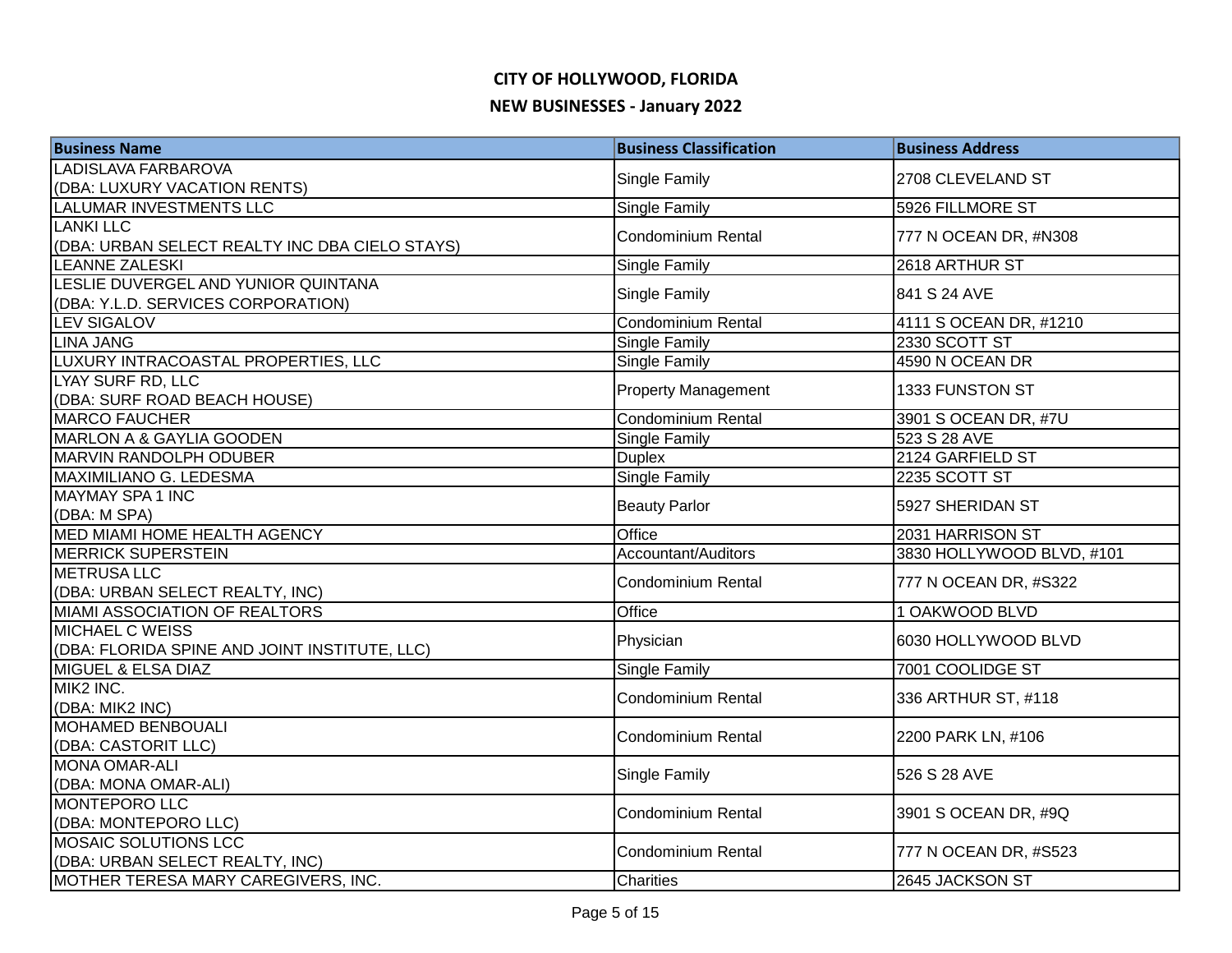# CITY OF HOLLYWOOD, FLORIDA

## NEW BUSINESSES - January 2022

| Business Name | Business Classification | Business Address |
|---|---|---|
| LADISLAVA FARBAROVA (DBA: LUXURY VACATION RENTS) | Single Family | 2708 CLEVELAND ST |
| LALUMAR INVESTMENTS LLC | Single Family | 5926 FILLMORE ST |
| LANKI LLC (DBA: URBAN SELECT REALTY INC DBA CIELO STAYS) | Condominium Rental | 777 N OCEAN DR, #N308 |
| LEANNE ZALESKI | Single Family | 2618 ARTHUR ST |
| LESLIE DUVERGEL AND YUNIOR QUINTANA (DBA: Y.L.D. SERVICES CORPORATION) | Single Family | 841 S 24 AVE |
| LEV SIGALOV | Condominium Rental | 4111 S OCEAN DR, #1210 |
| LINA JANG | Single Family | 2330 SCOTT ST |
| LUXURY INTRACOASTAL PROPERTIES, LLC | Single Family | 4590 N OCEAN DR |
| LYAY SURF RD, LLC (DBA: SURF ROAD BEACH HOUSE) | Property Management | 1333 FUNSTON ST |
| MARCO FAUCHER | Condominium Rental | 3901 S OCEAN DR, #7U |
| MARLON A & GAYLIA GOODEN | Single Family | 523 S 28 AVE |
| MARVIN RANDOLPH ODUBER | Duplex | 2124 GARFIELD ST |
| MAXIMILIANO G. LEDESMA | Single Family | 2235 SCOTT ST |
| MAYMAY SPA 1 INC (DBA: M SPA) | Beauty Parlor | 5927 SHERIDAN ST |
| MED MIAMI HOME HEALTH AGENCY | Office | 2031 HARRISON ST |
| MERRICK SUPERSTEIN | Accountant/Auditors | 3830 HOLLYWOOD BLVD, #101 |
| METRUSA LLC (DBA: URBAN SELECT REALTY, INC) | Condominium Rental | 777 N OCEAN DR, #S322 |
| MIAMI ASSOCIATION OF REALTORS | Office | 1 OAKWOOD BLVD |
| MICHAEL C WEISS (DBA: FLORIDA SPINE AND JOINT INSTITUTE, LLC) | Physician | 6030 HOLLYWOOD BLVD |
| MIGUEL & ELSA DIAZ | Single Family | 7001 COOLIDGE ST |
| MIK2 INC. (DBA: MIK2 INC) | Condominium Rental | 336 ARTHUR ST, #118 |
| MOHAMED BENBOUALI (DBA: CASTORIT LLC) | Condominium Rental | 2200 PARK LN, #106 |
| MONA OMAR-ALI (DBA: MONA OMAR-ALI) | Single Family | 526 S 28 AVE |
| MONTEPORO LLC (DBA: MONTEPORO LLC) | Condominium Rental | 3901 S OCEAN DR, #9Q |
| MOSAIC SOLUTIONS LCC (DBA: URBAN SELECT REALTY, INC) | Condominium Rental | 777 N OCEAN DR, #S523 |
| MOTHER TERESA MARY CAREGIVERS, INC. | Charities | 2645 JACKSON ST |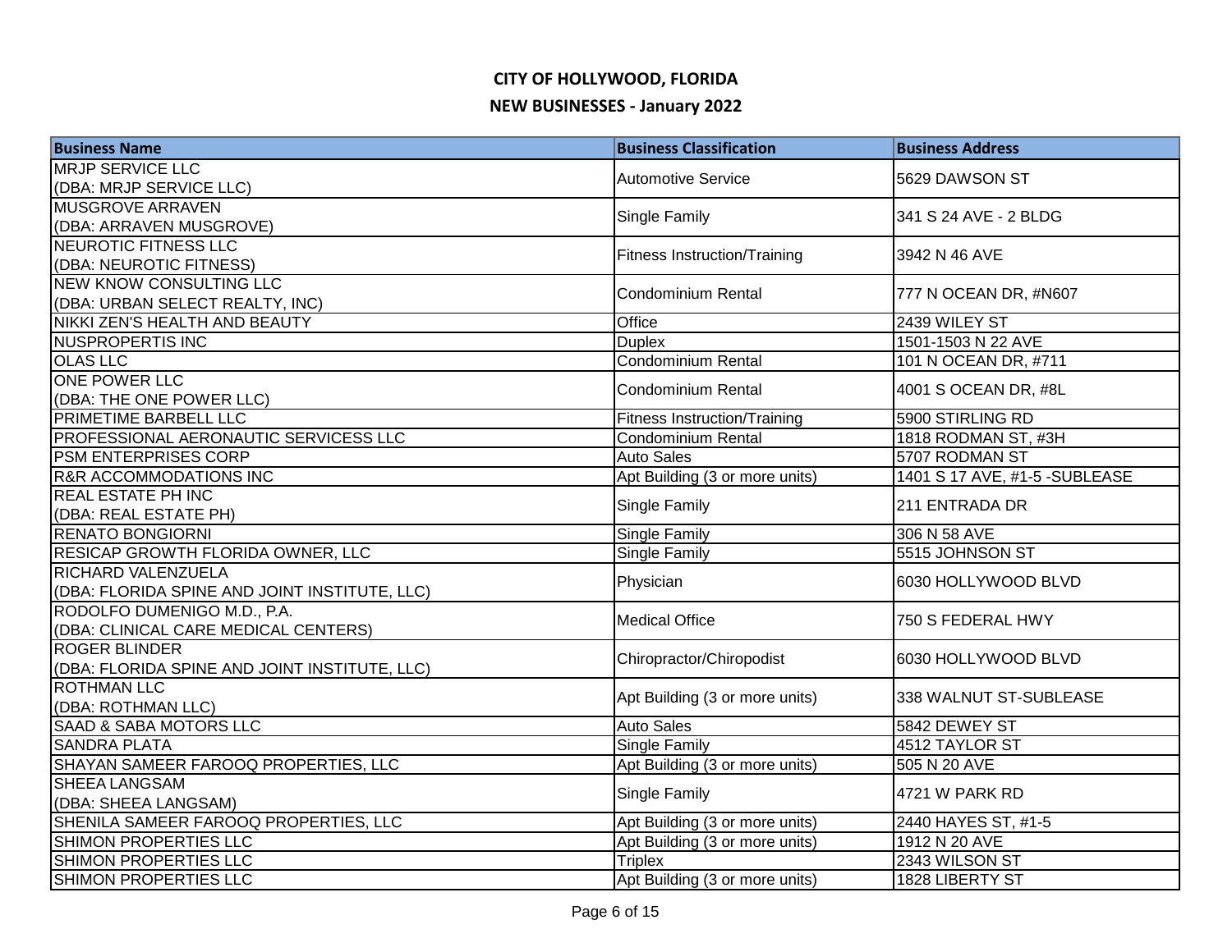# CITY OF HOLLYWOOD, FLORIDA

## NEW BUSINESSES - January 2022

| Business Name | Business Classification | Business Address |
|---|---|---|
| MRJP SERVICE LLC (DBA: MRJP SERVICE LLC) | Automotive Service | 5629 DAWSON ST |
| MUSGROVE ARRAVEN (DBA: ARRAVEN MUSGROVE) | Single Family | 341 S 24 AVE - 2 BLDG |
| NEUROTIC FITNESS LLC (DBA: NEUROTIC FITNESS) | Fitness Instruction/Training | 3942 N 46 AVE |
| NEW KNOW CONSULTING LLC (DBA: URBAN SELECT REALTY, INC) | Condominium Rental | 777 N OCEAN DR, #N607 |
| NIKKI ZEN'S HEALTH AND BEAUTY | Office | 2439 WILEY ST |
| NUSPROPERTIS INC | Duplex | 1501-1503 N 22 AVE |
| OLAS LLC | Condominium Rental | 101 N OCEAN DR, #711 |
| ONE POWER LLC (DBA: THE ONE POWER LLC) | Condominium Rental | 4001 S OCEAN DR, #8L |
| PRIMETIME BARBELL LLC | Fitness Instruction/Training | 5900 STIRLING RD |
| PROFESSIONAL AERONAUTIC SERVICESS LLC | Condominium Rental | 1818 RODMAN ST, #3H |
| PSM ENTERPRISES CORP | Auto Sales | 5707 RODMAN ST |
| R&R ACCOMMODATIONS INC | Apt Building (3 or more units) | 1401 S 17 AVE, #1-5 -SUBLEASE |
| REAL ESTATE PH INC (DBA: REAL ESTATE PH) | Single Family | 211 ENTRADA DR |
| RENATO BONGIORNI | Single Family | 306 N 58 AVE |
| RESICAP GROWTH FLORIDA OWNER, LLC | Single Family | 5515 JOHNSON ST |
| RICHARD VALENZUELA (DBA: FLORIDA SPINE AND JOINT INSTITUTE, LLC) | Physician | 6030 HOLLYWOOD BLVD |
| RODOLFO DUMENIGO M.D., P.A. (DBA: CLINICAL CARE MEDICAL CENTERS) | Medical Office | 750 S FEDERAL HWY |
| ROGER BLINDER (DBA: FLORIDA SPINE AND JOINT INSTITUTE, LLC) | Chiropractor/Chiropodist | 6030 HOLLYWOOD BLVD |
| ROTHMAN LLC (DBA: ROTHMAN LLC) | Apt Building (3 or more units) | 338 WALNUT ST-SUBLEASE |
| SAAD & SABA MOTORS LLC | Auto Sales | 5842 DEWEY ST |
| SANDRA PLATA | Single Family | 4512 TAYLOR ST |
| SHAYAN SAMEER FAROOQ PROPERTIES, LLC | Apt Building (3 or more units) | 505 N 20 AVE |
| SHEEA LANGSAM (DBA: SHEEA LANGSAM) | Single Family | 4721 W PARK RD |
| SHENILA SAMEER FAROOQ PROPERTIES, LLC | Apt Building (3 or more units) | 2440 HAYES ST, #1-5 |
| SHIMON PROPERTIES LLC | Apt Building (3 or more units) | 1912 N 20 AVE |
| SHIMON PROPERTIES LLC | Triplex | 2343 WILSON ST |
| SHIMON PROPERTIES LLC | Apt Building (3 or more units) | 1828 LIBERTY ST |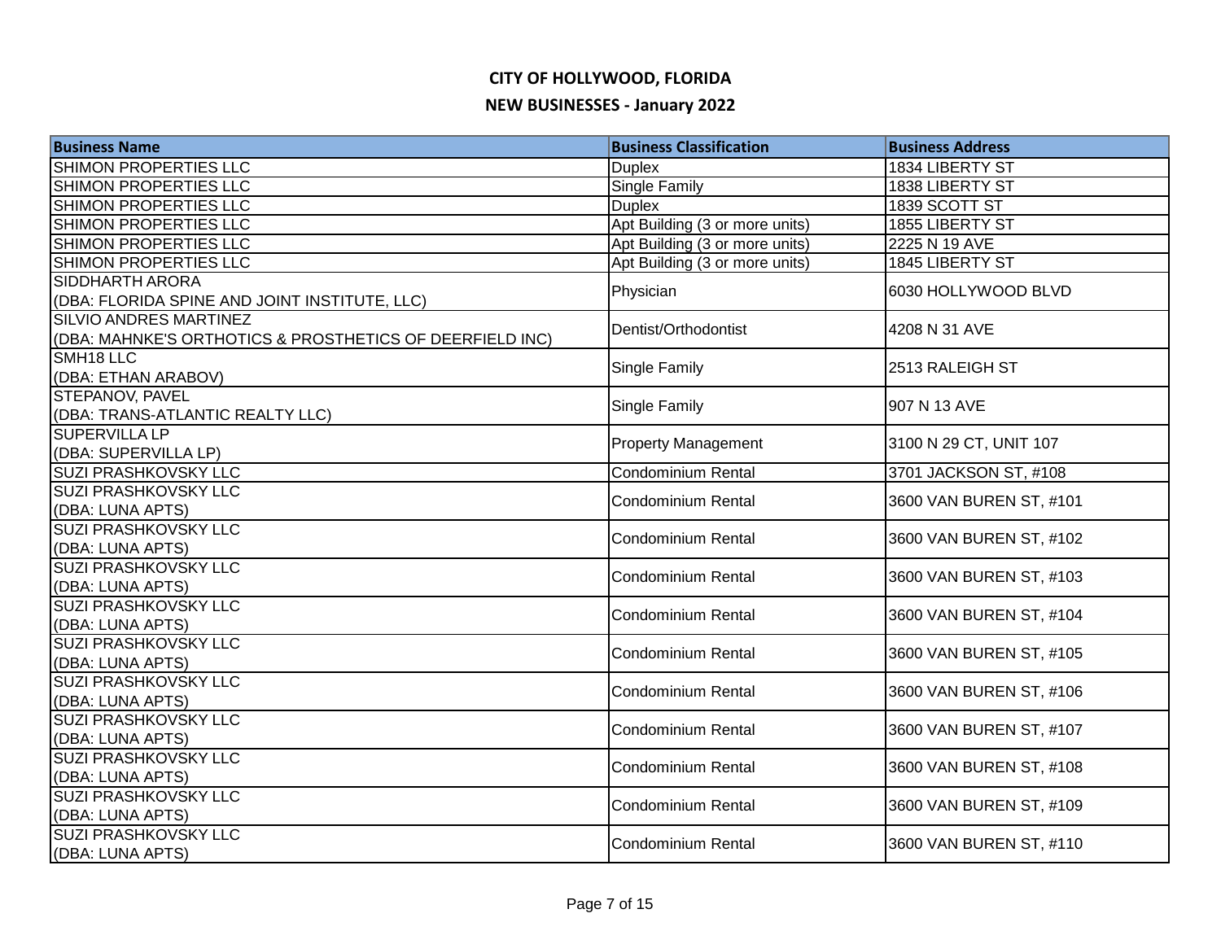# CITY OF HOLLYWOOD, FLORIDA

## NEW BUSINESSES - January 2022

| Business Name | Business Classification | Business Address |
|---|---|---|
| SHIMON PROPERTIES LLC | Duplex | 1834 LIBERTY ST |
| SHIMON PROPERTIES LLC | Single Family | 1838 LIBERTY ST |
| SHIMON PROPERTIES LLC | Duplex | 1839 SCOTT ST |
| SHIMON PROPERTIES LLC | Apt Building (3 or more units) | 1855 LIBERTY ST |
| SHIMON PROPERTIES LLC | Apt Building (3 or more units) | 2225 N 19 AVE |
| SHIMON PROPERTIES LLC | Apt Building (3 or more units) | 1845 LIBERTY ST |
| SIDDHARTH ARORA (DBA: FLORIDA SPINE AND JOINT INSTITUTE, LLC) | Physician | 6030 HOLLYWOOD BLVD |
| SILVIO ANDRES MARTINEZ (DBA: MAHNKE'S ORTHOTICS & PROSTHETICS OF DEERFIELD INC) | Dentist/Orthodontist | 4208 N 31 AVE |
| SMH18 LLC (DBA: ETHAN ARABOV) | Single Family | 2513 RALEIGH ST |
| STEPANOV, PAVEL (DBA: TRANS-ATLANTIC REALTY LLC) | Single Family | 907 N 13 AVE |
| SUPERVILLA LP (DBA: SUPERVILLA LP) | Property Management | 3100 N 29 CT, UNIT 107 |
| SUZI PRASHKOVSKY LLC | Condominium Rental | 3701 JACKSON ST, #108 |
| SUZI PRASHKOVSKY LLC (DBA: LUNA APTS) | Condominium Rental | 3600 VAN BUREN ST, #101 |
| SUZI PRASHKOVSKY LLC (DBA: LUNA APTS) | Condominium Rental | 3600 VAN BUREN ST, #102 |
| SUZI PRASHKOVSKY LLC (DBA: LUNA APTS) | Condominium Rental | 3600 VAN BUREN ST, #103 |
| SUZI PRASHKOVSKY LLC (DBA: LUNA APTS) | Condominium Rental | 3600 VAN BUREN ST, #104 |
| SUZI PRASHKOVSKY LLC (DBA: LUNA APTS) | Condominium Rental | 3600 VAN BUREN ST, #105 |
| SUZI PRASHKOVSKY LLC (DBA: LUNA APTS) | Condominium Rental | 3600 VAN BUREN ST, #106 |
| SUZI PRASHKOVSKY LLC (DBA: LUNA APTS) | Condominium Rental | 3600 VAN BUREN ST, #107 |
| SUZI PRASHKOVSKY LLC (DBA: LUNA APTS) | Condominium Rental | 3600 VAN BUREN ST, #108 |
| SUZI PRASHKOVSKY LLC (DBA: LUNA APTS) | Condominium Rental | 3600 VAN BUREN ST, #109 |
| SUZI PRASHKOVSKY LLC (DBA: LUNA APTS) | Condominium Rental | 3600 VAN BUREN ST, #110 |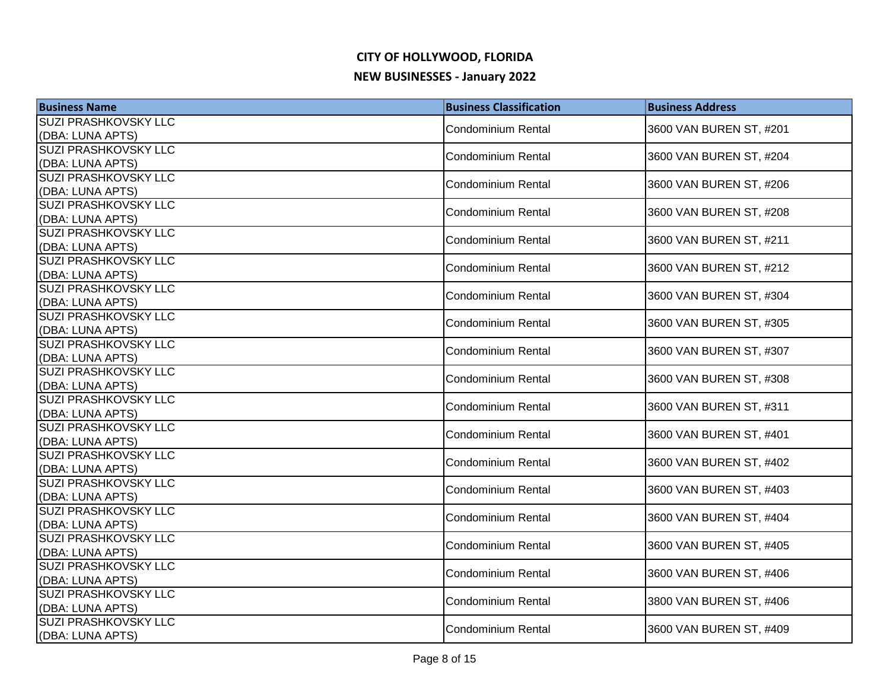# CITY OF HOLLYWOOD, FLORIDA

## NEW BUSINESSES - January 2022

| Business Name | Business Classification | Business Address |
|---|---|---|
| SUZI PRASHKOVSKY LLC (DBA: LUNA APTS) | Condominium Rental | 3600 VAN BUREN ST, #201 |
| SUZI PRASHKOVSKY LLC (DBA: LUNA APTS) | Condominium Rental | 3600 VAN BUREN ST, #204 |
| SUZI PRASHKOVSKY LLC (DBA: LUNA APTS) | Condominium Rental | 3600 VAN BUREN ST, #206 |
| SUZI PRASHKOVSKY LLC (DBA: LUNA APTS) | Condominium Rental | 3600 VAN BUREN ST, #208 |
| SUZI PRASHKOVSKY LLC (DBA: LUNA APTS) | Condominium Rental | 3600 VAN BUREN ST, #211 |
| SUZI PRASHKOVSKY LLC (DBA: LUNA APTS) | Condominium Rental | 3600 VAN BUREN ST, #212 |
| SUZI PRASHKOVSKY LLC (DBA: LUNA APTS) | Condominium Rental | 3600 VAN BUREN ST, #304 |
| SUZI PRASHKOVSKY LLC (DBA: LUNA APTS) | Condominium Rental | 3600 VAN BUREN ST, #305 |
| SUZI PRASHKOVSKY LLC (DBA: LUNA APTS) | Condominium Rental | 3600 VAN BUREN ST, #307 |
| SUZI PRASHKOVSKY LLC (DBA: LUNA APTS) | Condominium Rental | 3600 VAN BUREN ST, #308 |
| SUZI PRASHKOVSKY LLC (DBA: LUNA APTS) | Condominium Rental | 3600 VAN BUREN ST, #311 |
| SUZI PRASHKOVSKY LLC (DBA: LUNA APTS) | Condominium Rental | 3600 VAN BUREN ST, #401 |
| SUZI PRASHKOVSKY LLC (DBA: LUNA APTS) | Condominium Rental | 3600 VAN BUREN ST, #402 |
| SUZI PRASHKOVSKY LLC (DBA: LUNA APTS) | Condominium Rental | 3600 VAN BUREN ST, #403 |
| SUZI PRASHKOVSKY LLC (DBA: LUNA APTS) | Condominium Rental | 3600 VAN BUREN ST, #404 |
| SUZI PRASHKOVSKY LLC (DBA: LUNA APTS) | Condominium Rental | 3600 VAN BUREN ST, #405 |
| SUZI PRASHKOVSKY LLC (DBA: LUNA APTS) | Condominium Rental | 3600 VAN BUREN ST, #406 |
| SUZI PRASHKOVSKY LLC (DBA: LUNA APTS) | Condominium Rental | 3800 VAN BUREN ST, #406 |
| SUZI PRASHKOVSKY LLC (DBA: LUNA APTS) | Condominium Rental | 3600 VAN BUREN ST, #409 |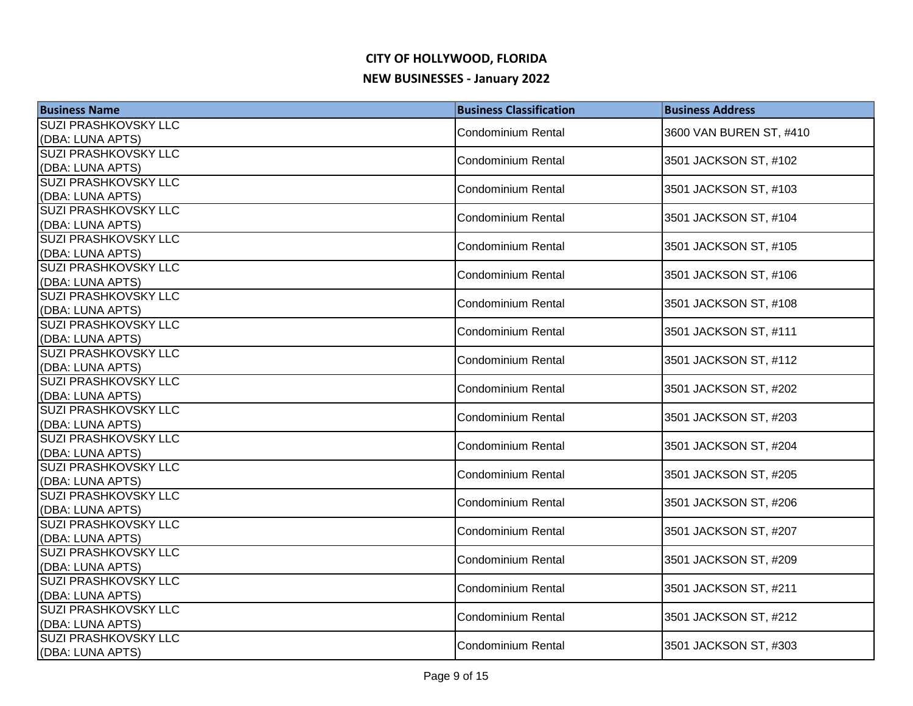# CITY OF HOLLYWOOD, FLORIDA

## NEW BUSINESSES - January 2022

| Business Name | Business Classification | Business Address |
|---|---|---|
| SUZI PRASHKOVSKY LLC (DBA: LUNA APTS) | Condominium Rental | 3600 VAN BUREN ST, #410 |
| SUZI PRASHKOVSKY LLC (DBA: LUNA APTS) | Condominium Rental | 3501 JACKSON ST, #102 |
| SUZI PRASHKOVSKY LLC (DBA: LUNA APTS) | Condominium Rental | 3501 JACKSON ST, #103 |
| SUZI PRASHKOVSKY LLC (DBA: LUNA APTS) | Condominium Rental | 3501 JACKSON ST, #104 |
| SUZI PRASHKOVSKY LLC (DBA: LUNA APTS) | Condominium Rental | 3501 JACKSON ST, #105 |
| SUZI PRASHKOVSKY LLC (DBA: LUNA APTS) | Condominium Rental | 3501 JACKSON ST, #106 |
| SUZI PRASHKOVSKY LLC (DBA: LUNA APTS) | Condominium Rental | 3501 JACKSON ST, #108 |
| SUZI PRASHKOVSKY LLC (DBA: LUNA APTS) | Condominium Rental | 3501 JACKSON ST, #111 |
| SUZI PRASHKOVSKY LLC (DBA: LUNA APTS) | Condominium Rental | 3501 JACKSON ST, #112 |
| SUZI PRASHKOVSKY LLC (DBA: LUNA APTS) | Condominium Rental | 3501 JACKSON ST, #202 |
| SUZI PRASHKOVSKY LLC (DBA: LUNA APTS) | Condominium Rental | 3501 JACKSON ST, #203 |
| SUZI PRASHKOVSKY LLC (DBA: LUNA APTS) | Condominium Rental | 3501 JACKSON ST, #204 |
| SUZI PRASHKOVSKY LLC (DBA: LUNA APTS) | Condominium Rental | 3501 JACKSON ST, #205 |
| SUZI PRASHKOVSKY LLC (DBA: LUNA APTS) | Condominium Rental | 3501 JACKSON ST, #206 |
| SUZI PRASHKOVSKY LLC (DBA: LUNA APTS) | Condominium Rental | 3501 JACKSON ST, #207 |
| SUZI PRASHKOVSKY LLC (DBA: LUNA APTS) | Condominium Rental | 3501 JACKSON ST, #209 |
| SUZI PRASHKOVSKY LLC (DBA: LUNA APTS) | Condominium Rental | 3501 JACKSON ST, #211 |
| SUZI PRASHKOVSKY LLC (DBA: LUNA APTS) | Condominium Rental | 3501 JACKSON ST, #212 |
| SUZI PRASHKOVSKY LLC (DBA: LUNA APTS) | Condominium Rental | 3501 JACKSON ST, #303 |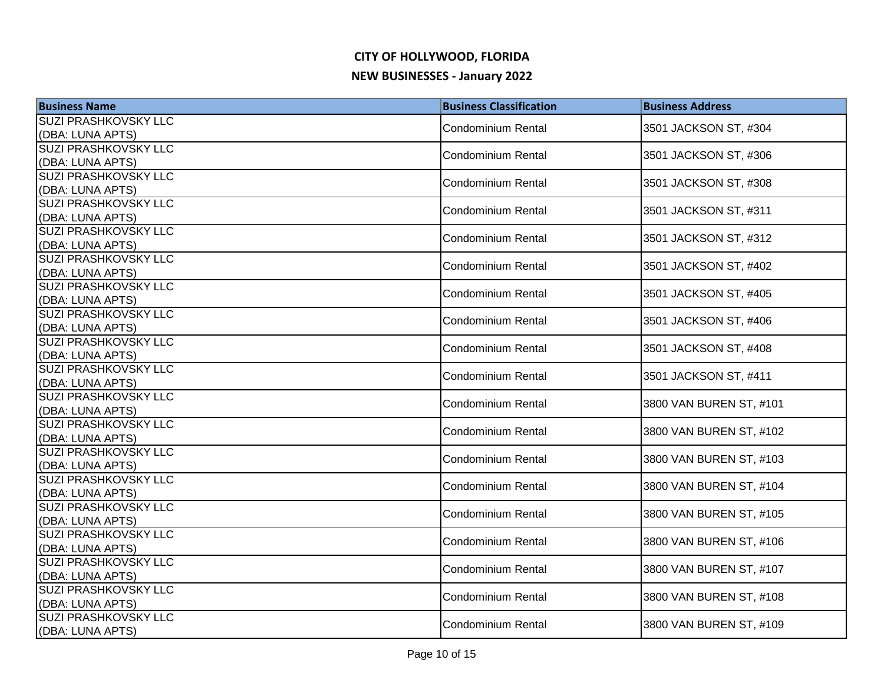# CITY OF HOLLYWOOD, FLORIDA

## NEW BUSINESSES - January 2022

| Business Name | Business Classification | Business Address |
|---|---|---|
| SUZI PRASHKOVSKY LLC (DBA: LUNA APTS) | Condominium Rental | 3501 JACKSON ST, #304 |
| SUZI PRASHKOVSKY LLC (DBA: LUNA APTS) | Condominium Rental | 3501 JACKSON ST, #306 |
| SUZI PRASHKOVSKY LLC (DBA: LUNA APTS) | Condominium Rental | 3501 JACKSON ST, #308 |
| SUZI PRASHKOVSKY LLC (DBA: LUNA APTS) | Condominium Rental | 3501 JACKSON ST, #311 |
| SUZI PRASHKOVSKY LLC (DBA: LUNA APTS) | Condominium Rental | 3501 JACKSON ST, #312 |
| SUZI PRASHKOVSKY LLC (DBA: LUNA APTS) | Condominium Rental | 3501 JACKSON ST, #402 |
| SUZI PRASHKOVSKY LLC (DBA: LUNA APTS) | Condominium Rental | 3501 JACKSON ST, #405 |
| SUZI PRASHKOVSKY LLC (DBA: LUNA APTS) | Condominium Rental | 3501 JACKSON ST, #406 |
| SUZI PRASHKOVSKY LLC (DBA: LUNA APTS) | Condominium Rental | 3501 JACKSON ST, #408 |
| SUZI PRASHKOVSKY LLC (DBA: LUNA APTS) | Condominium Rental | 3501 JACKSON ST, #411 |
| SUZI PRASHKOVSKY LLC (DBA: LUNA APTS) | Condominium Rental | 3800 VAN BUREN ST, #101 |
| SUZI PRASHKOVSKY LLC (DBA: LUNA APTS) | Condominium Rental | 3800 VAN BUREN ST, #102 |
| SUZI PRASHKOVSKY LLC (DBA: LUNA APTS) | Condominium Rental | 3800 VAN BUREN ST, #103 |
| SUZI PRASHKOVSKY LLC (DBA: LUNA APTS) | Condominium Rental | 3800 VAN BUREN ST, #104 |
| SUZI PRASHKOVSKY LLC (DBA: LUNA APTS) | Condominium Rental | 3800 VAN BUREN ST, #105 |
| SUZI PRASHKOVSKY LLC (DBA: LUNA APTS) | Condominium Rental | 3800 VAN BUREN ST, #106 |
| SUZI PRASHKOVSKY LLC (DBA: LUNA APTS) | Condominium Rental | 3800 VAN BUREN ST, #107 |
| SUZI PRASHKOVSKY LLC (DBA: LUNA APTS) | Condominium Rental | 3800 VAN BUREN ST, #108 |
| SUZI PRASHKOVSKY LLC (DBA: LUNA APTS) | Condominium Rental | 3800 VAN BUREN ST, #109 |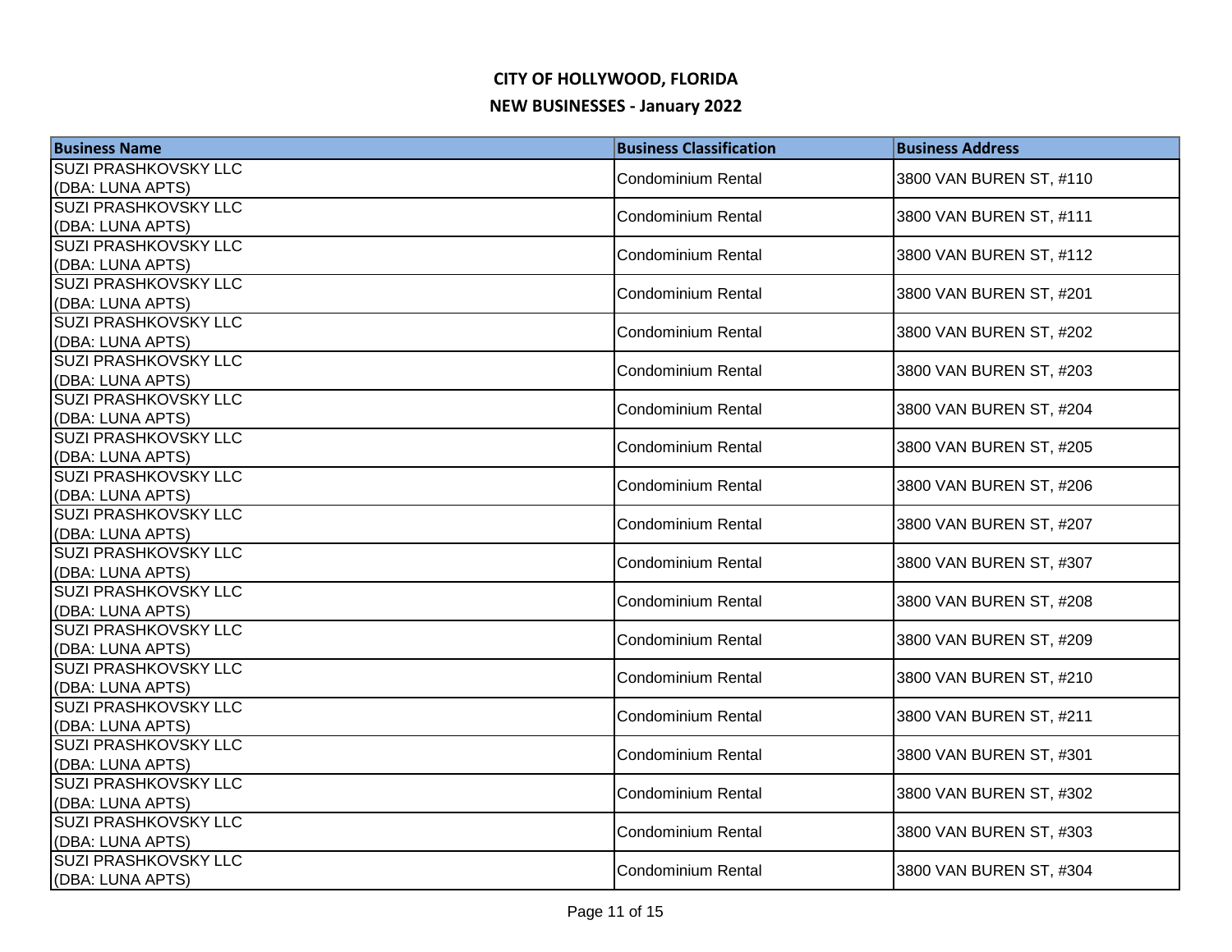# CITY OF HOLLYWOOD, FLORIDA

## NEW BUSINESSES - January 2022

| Business Name | Business Classification | Business Address |
|---|---|---|
| SUZI PRASHKOVSKY LLC (DBA: LUNA APTS) | Condominium Rental | 3800 VAN BUREN ST, #110 |
| SUZI PRASHKOVSKY LLC (DBA: LUNA APTS) | Condominium Rental | 3800 VAN BUREN ST, #111 |
| SUZI PRASHKOVSKY LLC (DBA: LUNA APTS) | Condominium Rental | 3800 VAN BUREN ST, #112 |
| SUZI PRASHKOVSKY LLC (DBA: LUNA APTS) | Condominium Rental | 3800 VAN BUREN ST, #201 |
| SUZI PRASHKOVSKY LLC (DBA: LUNA APTS) | Condominium Rental | 3800 VAN BUREN ST, #202 |
| SUZI PRASHKOVSKY LLC (DBA: LUNA APTS) | Condominium Rental | 3800 VAN BUREN ST, #203 |
| SUZI PRASHKOVSKY LLC (DBA: LUNA APTS) | Condominium Rental | 3800 VAN BUREN ST, #204 |
| SUZI PRASHKOVSKY LLC (DBA: LUNA APTS) | Condominium Rental | 3800 VAN BUREN ST, #205 |
| SUZI PRASHKOVSKY LLC (DBA: LUNA APTS) | Condominium Rental | 3800 VAN BUREN ST, #206 |
| SUZI PRASHKOVSKY LLC (DBA: LUNA APTS) | Condominium Rental | 3800 VAN BUREN ST, #207 |
| SUZI PRASHKOVSKY LLC (DBA: LUNA APTS) | Condominium Rental | 3800 VAN BUREN ST, #307 |
| SUZI PRASHKOVSKY LLC (DBA: LUNA APTS) | Condominium Rental | 3800 VAN BUREN ST, #208 |
| SUZI PRASHKOVSKY LLC (DBA: LUNA APTS) | Condominium Rental | 3800 VAN BUREN ST, #209 |
| SUZI PRASHKOVSKY LLC (DBA: LUNA APTS) | Condominium Rental | 3800 VAN BUREN ST, #210 |
| SUZI PRASHKOVSKY LLC (DBA: LUNA APTS) | Condominium Rental | 3800 VAN BUREN ST, #211 |
| SUZI PRASHKOVSKY LLC (DBA: LUNA APTS) | Condominium Rental | 3800 VAN BUREN ST, #301 |
| SUZI PRASHKOVSKY LLC (DBA: LUNA APTS) | Condominium Rental | 3800 VAN BUREN ST, #302 |
| SUZI PRASHKOVSKY LLC (DBA: LUNA APTS) | Condominium Rental | 3800 VAN BUREN ST, #303 |
| SUZI PRASHKOVSKY LLC (DBA: LUNA APTS) | Condominium Rental | 3800 VAN BUREN ST, #304 |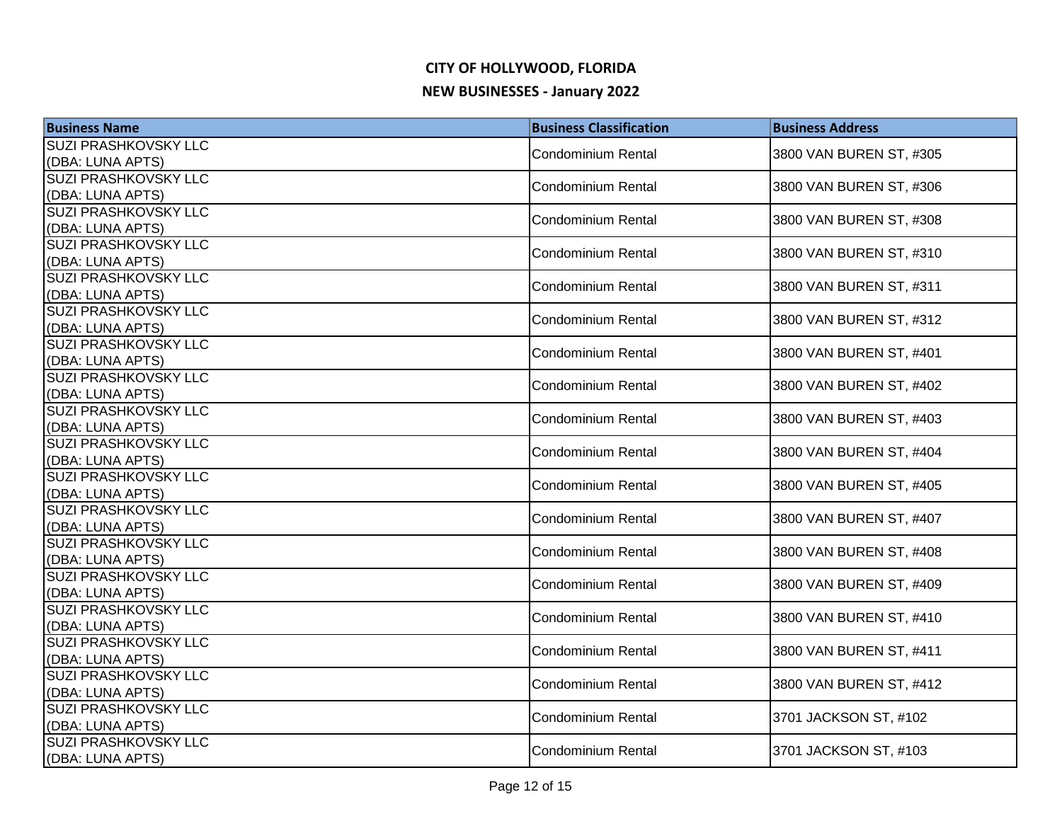# CITY OF HOLLYWOOD, FLORIDA

## NEW BUSINESSES - January 2022

| Business Name | Business Classification | Business Address |
|---|---|---|
| SUZI PRASHKOVSKY LLC (DBA: LUNA APTS) | Condominium Rental | 3800 VAN BUREN ST, #305 |
| SUZI PRASHKOVSKY LLC (DBA: LUNA APTS) | Condominium Rental | 3800 VAN BUREN ST, #306 |
| SUZI PRASHKOVSKY LLC (DBA: LUNA APTS) | Condominium Rental | 3800 VAN BUREN ST, #308 |
| SUZI PRASHKOVSKY LLC (DBA: LUNA APTS) | Condominium Rental | 3800 VAN BUREN ST, #310 |
| SUZI PRASHKOVSKY LLC (DBA: LUNA APTS) | Condominium Rental | 3800 VAN BUREN ST, #311 |
| SUZI PRASHKOVSKY LLC (DBA: LUNA APTS) | Condominium Rental | 3800 VAN BUREN ST, #312 |
| SUZI PRASHKOVSKY LLC (DBA: LUNA APTS) | Condominium Rental | 3800 VAN BUREN ST, #401 |
| SUZI PRASHKOVSKY LLC (DBA: LUNA APTS) | Condominium Rental | 3800 VAN BUREN ST, #402 |
| SUZI PRASHKOVSKY LLC (DBA: LUNA APTS) | Condominium Rental | 3800 VAN BUREN ST, #403 |
| SUZI PRASHKOVSKY LLC (DBA: LUNA APTS) | Condominium Rental | 3800 VAN BUREN ST, #404 |
| SUZI PRASHKOVSKY LLC (DBA: LUNA APTS) | Condominium Rental | 3800 VAN BUREN ST, #405 |
| SUZI PRASHKOVSKY LLC (DBA: LUNA APTS) | Condominium Rental | 3800 VAN BUREN ST, #407 |
| SUZI PRASHKOVSKY LLC (DBA: LUNA APTS) | Condominium Rental | 3800 VAN BUREN ST, #408 |
| SUZI PRASHKOVSKY LLC (DBA: LUNA APTS) | Condominium Rental | 3800 VAN BUREN ST, #409 |
| SUZI PRASHKOVSKY LLC (DBA: LUNA APTS) | Condominium Rental | 3800 VAN BUREN ST, #410 |
| SUZI PRASHKOVSKY LLC (DBA: LUNA APTS) | Condominium Rental | 3800 VAN BUREN ST, #411 |
| SUZI PRASHKOVSKY LLC (DBA: LUNA APTS) | Condominium Rental | 3800 VAN BUREN ST, #412 |
| SUZI PRASHKOVSKY LLC (DBA: LUNA APTS) | Condominium Rental | 3701 JACKSON ST, #102 |
| SUZI PRASHKOVSKY LLC (DBA: LUNA APTS) | Condominium Rental | 3701 JACKSON ST, #103 |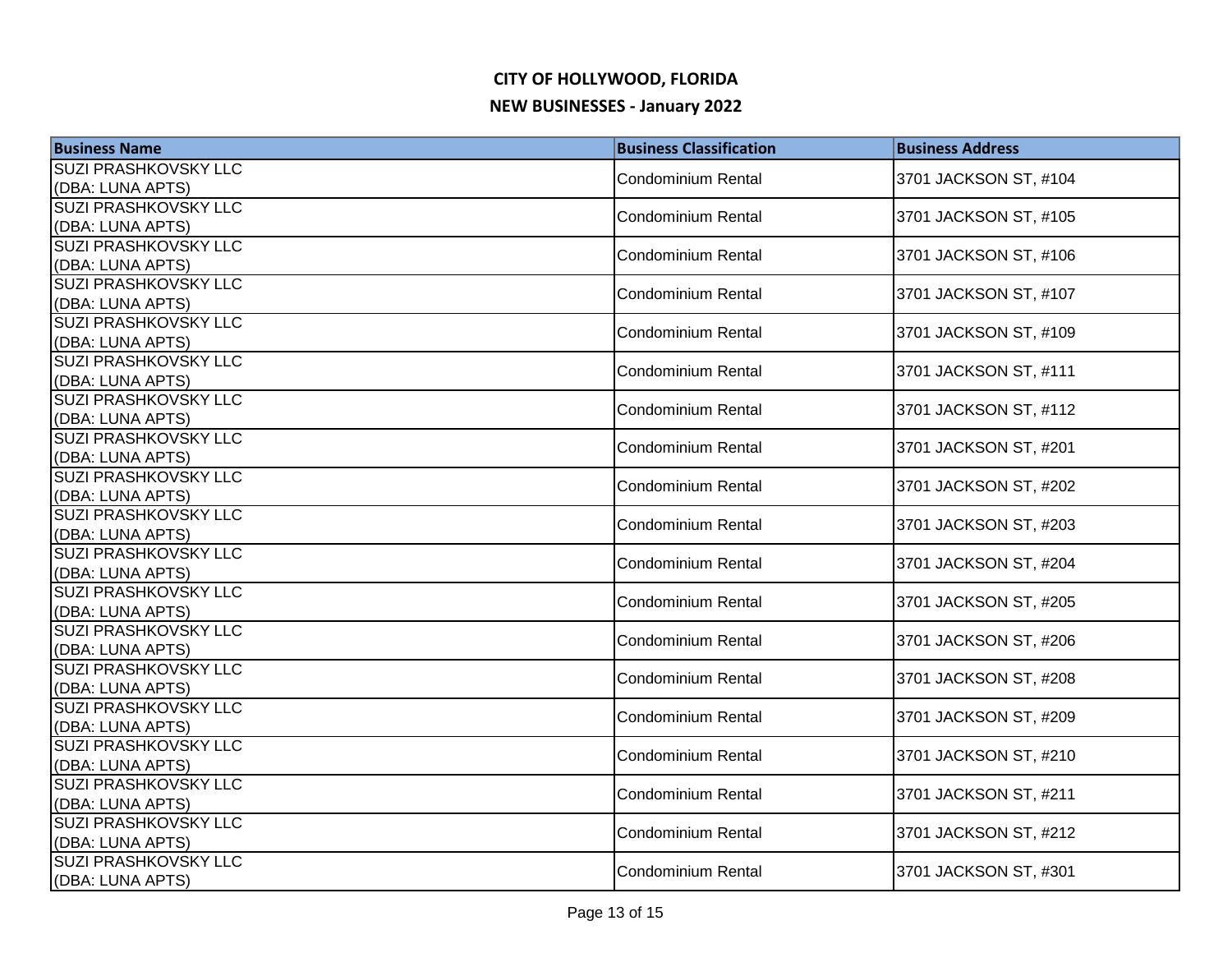# CITY OF HOLLYWOOD, FLORIDA

## NEW BUSINESSES - January 2022

| Business Name | Business Classification | Business Address |
| --- | --- | --- |
| SUZI PRASHKOVSKY LLC (DBA: LUNA APTS) | Condominium Rental | 3701 JACKSON ST, #104 |
| SUZI PRASHKOVSKY LLC (DBA: LUNA APTS) | Condominium Rental | 3701 JACKSON ST, #105 |
| SUZI PRASHKOVSKY LLC (DBA: LUNA APTS) | Condominium Rental | 3701 JACKSON ST, #106 |
| SUZI PRASHKOVSKY LLC (DBA: LUNA APTS) | Condominium Rental | 3701 JACKSON ST, #107 |
| SUZI PRASHKOVSKY LLC (DBA: LUNA APTS) | Condominium Rental | 3701 JACKSON ST, #109 |
| SUZI PRASHKOVSKY LLC (DBA: LUNA APTS) | Condominium Rental | 3701 JACKSON ST, #111 |
| SUZI PRASHKOVSKY LLC (DBA: LUNA APTS) | Condominium Rental | 3701 JACKSON ST, #112 |
| SUZI PRASHKOVSKY LLC (DBA: LUNA APTS) | Condominium Rental | 3701 JACKSON ST, #201 |
| SUZI PRASHKOVSKY LLC (DBA: LUNA APTS) | Condominium Rental | 3701 JACKSON ST, #202 |
| SUZI PRASHKOVSKY LLC (DBA: LUNA APTS) | Condominium Rental | 3701 JACKSON ST, #203 |
| SUZI PRASHKOVSKY LLC (DBA: LUNA APTS) | Condominium Rental | 3701 JACKSON ST, #204 |
| SUZI PRASHKOVSKY LLC (DBA: LUNA APTS) | Condominium Rental | 3701 JACKSON ST, #205 |
| SUZI PRASHKOVSKY LLC (DBA: LUNA APTS) | Condominium Rental | 3701 JACKSON ST, #206 |
| SUZI PRASHKOVSKY LLC (DBA: LUNA APTS) | Condominium Rental | 3701 JACKSON ST, #208 |
| SUZI PRASHKOVSKY LLC (DBA: LUNA APTS) | Condominium Rental | 3701 JACKSON ST, #209 |
| SUZI PRASHKOVSKY LLC (DBA: LUNA APTS) | Condominium Rental | 3701 JACKSON ST, #210 |
| SUZI PRASHKOVSKY LLC (DBA: LUNA APTS) | Condominium Rental | 3701 JACKSON ST, #211 |
| SUZI PRASHKOVSKY LLC (DBA: LUNA APTS) | Condominium Rental | 3701 JACKSON ST, #212 |
| SUZI PRASHKOVSKY LLC (DBA: LUNA APTS) | Condominium Rental | 3701 JACKSON ST, #301 |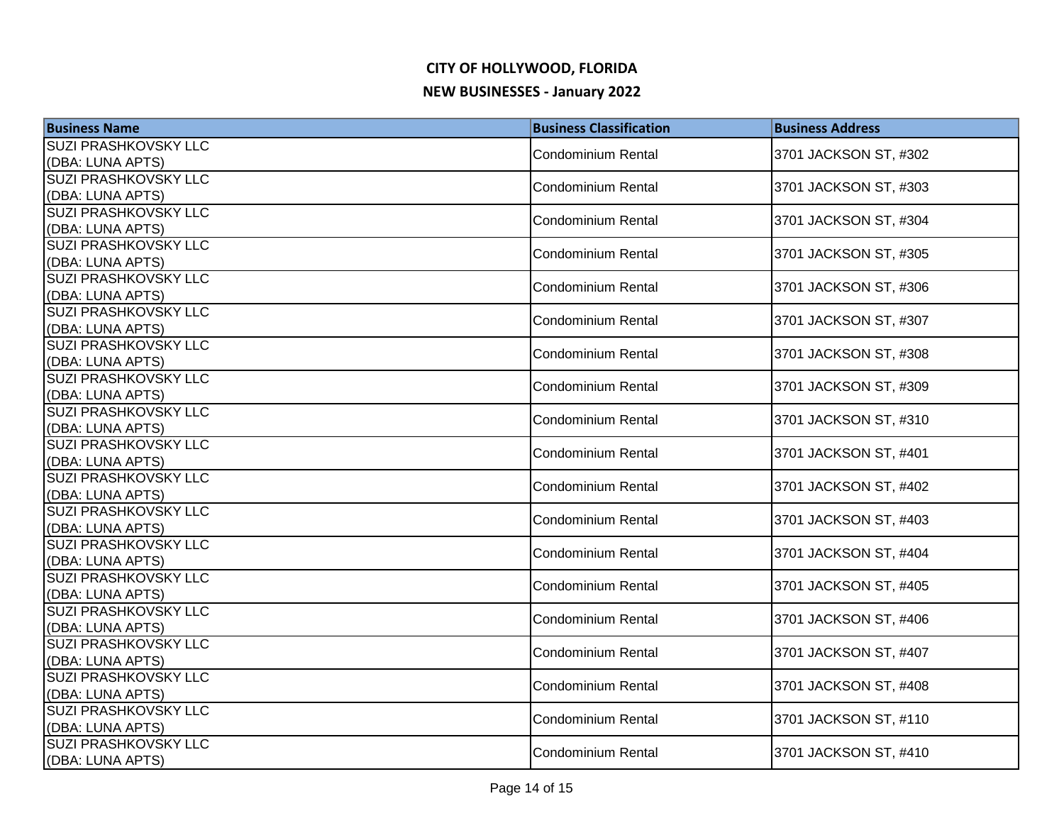# CITY OF HOLLYWOOD, FLORIDA

## NEW BUSINESSES - January 2022

| Business Name | Business Classification | Business Address |
|---|---|---|
| SUZI PRASHKOVSKY LLC (DBA: LUNA APTS) | Condominium Rental | 3701 JACKSON ST, #302 |
| SUZI PRASHKOVSKY LLC (DBA: LUNA APTS) | Condominium Rental | 3701 JACKSON ST, #303 |
| SUZI PRASHKOVSKY LLC (DBA: LUNA APTS) | Condominium Rental | 3701 JACKSON ST, #304 |
| SUZI PRASHKOVSKY LLC (DBA: LUNA APTS) | Condominium Rental | 3701 JACKSON ST, #305 |
| SUZI PRASHKOVSKY LLC (DBA: LUNA APTS) | Condominium Rental | 3701 JACKSON ST, #306 |
| SUZI PRASHKOVSKY LLC (DBA: LUNA APTS) | Condominium Rental | 3701 JACKSON ST, #307 |
| SUZI PRASHKOVSKY LLC (DBA: LUNA APTS) | Condominium Rental | 3701 JACKSON ST, #308 |
| SUZI PRASHKOVSKY LLC (DBA: LUNA APTS) | Condominium Rental | 3701 JACKSON ST, #309 |
| SUZI PRASHKOVSKY LLC (DBA: LUNA APTS) | Condominium Rental | 3701 JACKSON ST, #310 |
| SUZI PRASHKOVSKY LLC (DBA: LUNA APTS) | Condominium Rental | 3701 JACKSON ST, #401 |
| SUZI PRASHKOVSKY LLC (DBA: LUNA APTS) | Condominium Rental | 3701 JACKSON ST, #402 |
| SUZI PRASHKOVSKY LLC (DBA: LUNA APTS) | Condominium Rental | 3701 JACKSON ST, #403 |
| SUZI PRASHKOVSKY LLC (DBA: LUNA APTS) | Condominium Rental | 3701 JACKSON ST, #404 |
| SUZI PRASHKOVSKY LLC (DBA: LUNA APTS) | Condominium Rental | 3701 JACKSON ST, #405 |
| SUZI PRASHKOVSKY LLC (DBA: LUNA APTS) | Condominium Rental | 3701 JACKSON ST, #406 |
| SUZI PRASHKOVSKY LLC (DBA: LUNA APTS) | Condominium Rental | 3701 JACKSON ST, #407 |
| SUZI PRASHKOVSKY LLC (DBA: LUNA APTS) | Condominium Rental | 3701 JACKSON ST, #408 |
| SUZI PRASHKOVSKY LLC (DBA: LUNA APTS) | Condominium Rental | 3701 JACKSON ST, #110 |
| SUZI PRASHKOVSKY LLC (DBA: LUNA APTS) | Condominium Rental | 3701 JACKSON ST, #410 |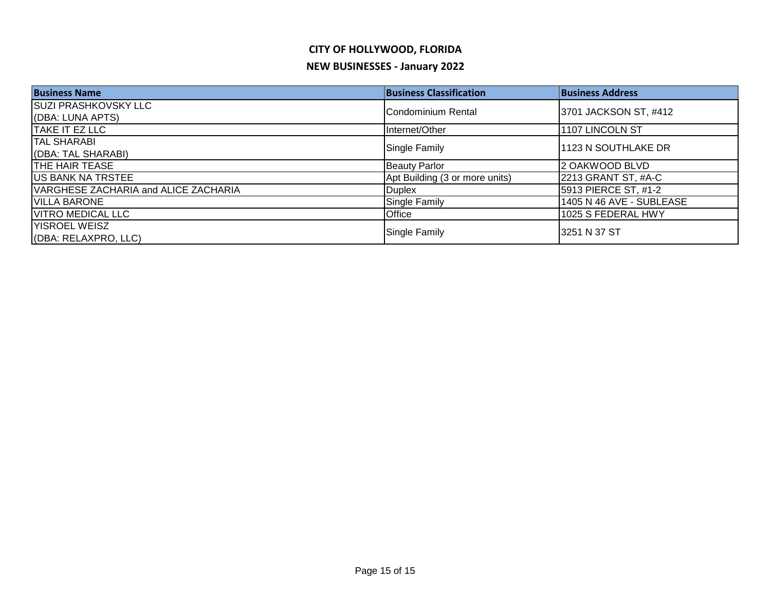**CITY OF HOLLYWOOD, FLORIDA**

**NEW BUSINESSES - January 2022**

| Business Name | Business Classification | Business Address |
|---|---|---|
| SUZI PRASHKOVSKY LLC (DBA: LUNA APTS) | Condominium Rental | 3701 JACKSON ST, #412 |
| TAKE IT EZ LLC | Internet/Other | 1107 LINCOLN ST |
| TAL SHARABI (DBA: TAL SHARABI) | Single Family | 1123 N SOUTHLAKE DR |
| THE HAIR TEASE | Beauty Parlor | 2 OAKWOOD BLVD |
| US BANK NA TRSTEE | Apt Building (3 or more units) | 2213 GRANT ST, #A-C |
| VARGHESE ZACHARIA and ALICE ZACHARIA | Duplex | 5913 PIERCE ST, #1-2 |
| VILLA BARONE | Single Family | 1405 N 46 AVE - SUBLEASE |
| VITRO MEDICAL LLC | Office | 1025 S FEDERAL HWY |
| YISROEL WEISZ (DBA: RELAXPRO, LLC) | Single Family | 3251 N 37 ST |